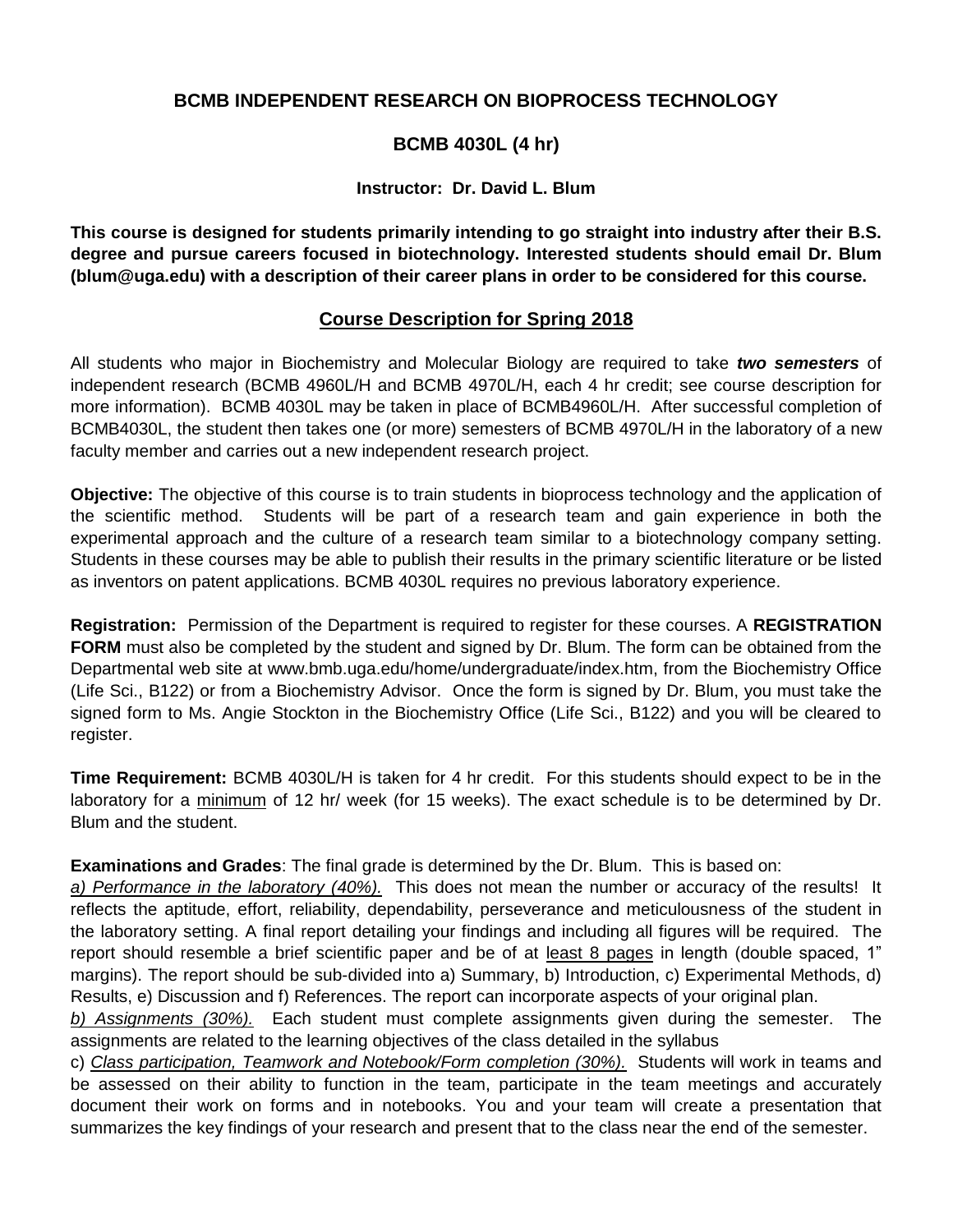# BCMB INDEPENDENT RESEARCH ON BIOPROCESS TECHNOLOGY

## BCMB 4030L (4 hr)

### Instructor: Dr. David L. Blum

**This course is designed for students primarily intending to go straight into industry after their B.S. degree and pursue careers focused in biotechnology. Interested students should email Dr. Blum (blum@uga.edu) with a description of their career plans in order to be considered for this course.**

## Course Description for Spring 2018

All students who major in Biochemistry and Molecular Biology are required to take ***two semesters*** of independent research (BCMB 4960L/H and BCMB 4970L/H, each 4 hr credit; see course description for more information). BCMB 4030L may be taken in place of BCMB4960L/H. After successful completion of BCMB4030L, the student then takes one (or more) semesters of BCMB 4970L/H in the laboratory of a new faculty member and carries out a new independent research project.

**Objective:** The objective of this course is to train students in bioprocess technology and the application of the scientific method. Students will be part of a research team and gain experience in both the experimental approach and the culture of a research team similar to a biotechnology company setting. Students in these courses may be able to publish their results in the primary scientific literature or be listed as inventors on patent applications. BCMB 4030L requires no previous laboratory experience.

**Registration:** Permission of the Department is required to register for these courses. A **REGISTRATION FORM** must also be completed by the student and signed by Dr. Blum. The form can be obtained from the Departmental web site at www.bmb.uga.edu/home/undergraduate/index.htm, from the Biochemistry Office (Life Sci., B122) or from a Biochemistry Advisor. Once the form is signed by Dr. Blum, you must take the signed form to Ms. Angie Stockton in the Biochemistry Office (Life Sci., B122) and you will be cleared to register.

**Time Requirement:** BCMB 4030L/H is taken for 4 hr credit. For this students should expect to be in the laboratory for a minimum of 12 hr/ week (for 15 weeks). The exact schedule is to be determined by Dr. Blum and the student.

**Examinations and Grades**: The final grade is determined by the Dr. Blum. This is based on:

*a) Performance in the laboratory (40%).* This does not mean the number or accuracy of the results! It reflects the aptitude, effort, reliability, dependability, perseverance and meticulousness of the student in the laboratory setting. A final report detailing your findings and including all figures will be required. The report should resemble a brief scientific paper and be of at least 8 pages in length (double spaced, 1" margins). The report should be sub-divided into a) Summary, b) Introduction, c) Experimental Methods, d) Results, e) Discussion and f) References. The report can incorporate aspects of your original plan.

*b) Assignments (30%).* Each student must complete assignments given during the semester. The assignments are related to the learning objectives of the class detailed in the syllabus

c) *Class participation, Teamwork and Notebook/Form completion (30%).* Students will work in teams and be assessed on their ability to function in the team, participate in the team meetings and accurately document their work on forms and in notebooks. You and your team will create a presentation that summarizes the key findings of your research and present that to the class near the end of the semester.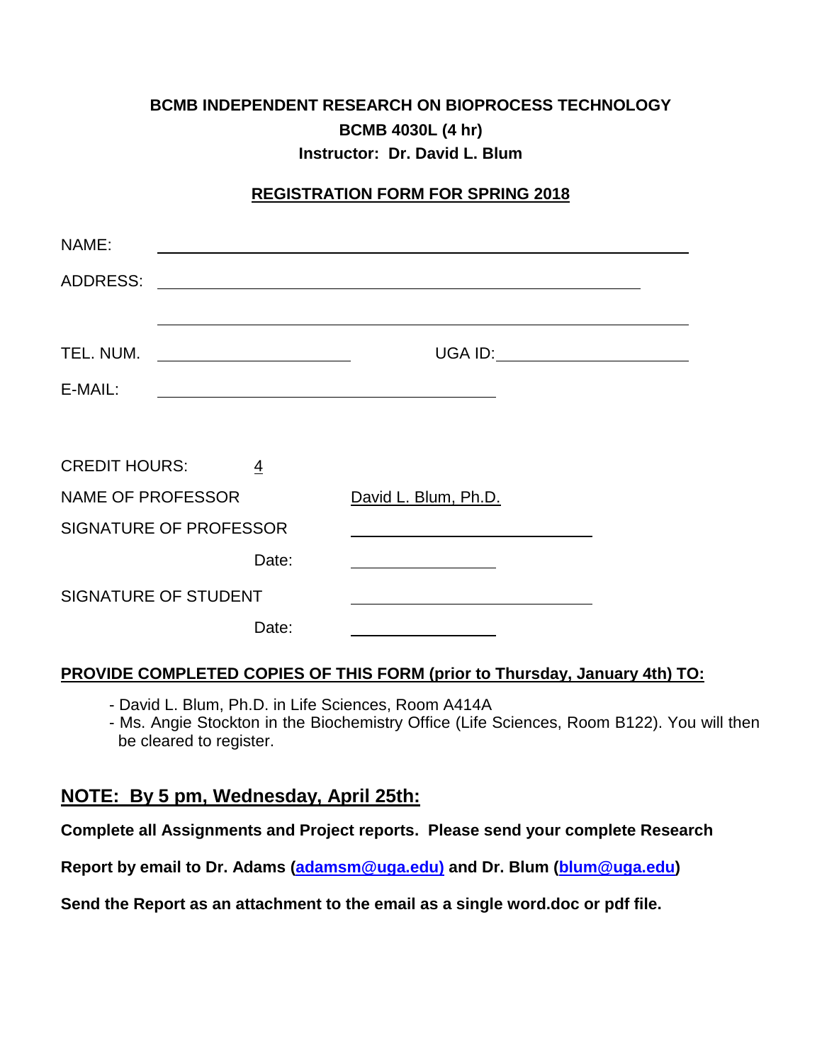**BCMB INDEPENDENT RESEARCH ON BIOPROCESS TECHNOLOGY**

**BCMB 4030L (4 hr)**

**Instructor: Dr. David L. Blum**

**REGISTRATION FORM FOR SPRING 2018**

NAME: \_\_\_\_\_\_\_\_\_\_\_\_\_\_\_\_\_\_\_\_\_\_\_\_\_\_\_\_\_\_\_\_\_\_\_\_\_\_\_\_\_\_\_\_

ADDRESS: \_\_\_\_\_\_\_\_\_\_\_\_\_\_\_\_\_\_\_\_\_\_\_\_\_\_\_\_\_\_\_\_\_\_\_\_\_\_\_\_

\_\_\_\_\_\_\_\_\_\_\_\_\_\_\_\_\_\_\_\_\_\_\_\_\_\_\_\_\_\_\_\_\_\_\_\_\_\_\_\_\_\_\_\_

TEL. NUM. \_\_\_\_\_\_\_\_\_\_\_\_\_\_\_\_ UGA ID:\_\_\_\_\_\_\_\_\_\_\_\_\_\_\_\_

E-MAIL: \_\_\_\_\_\_\_\_\_\_\_\_\_\_\_\_\_\_\_\_\_\_\_\_\_\_\_\_

CREDIT HOURS: 4

NAME OF PROFESSOR David L. Blum, Ph.D.

SIGNATURE OF PROFESSOR \_\_\_\_\_\_\_\_\_\_\_\_\_\_\_\_\_\_\_\_

Date: \_\_\_\_\_\_\_\_\_\_\_\_

SIGNATURE OF STUDENT \_\_\_\_\_\_\_\_\_\_\_\_\_\_\_\_\_\_\_\_

Date: \_\_\_\_\_\_\_\_\_\_\_\_

**PROVIDE COMPLETED COPIES OF THIS FORM (prior to Thursday, January 4th) TO:**

- David L. Blum, Ph.D. in Life Sciences, Room A414A
- Ms. Angie Stockton in the Biochemistry Office (Life Sciences, Room B122). You will then be cleared to register.

## NOTE: By 5 pm, Wednesday, April 25th:

**Complete all Assignments and Project reports. Please send your complete Research Report by email to Dr. Adams (adamsm@uga.edu) and Dr. Blum (blum@uga.edu)**

**Send the Report as an attachment to the email as a single word.doc or pdf file.**